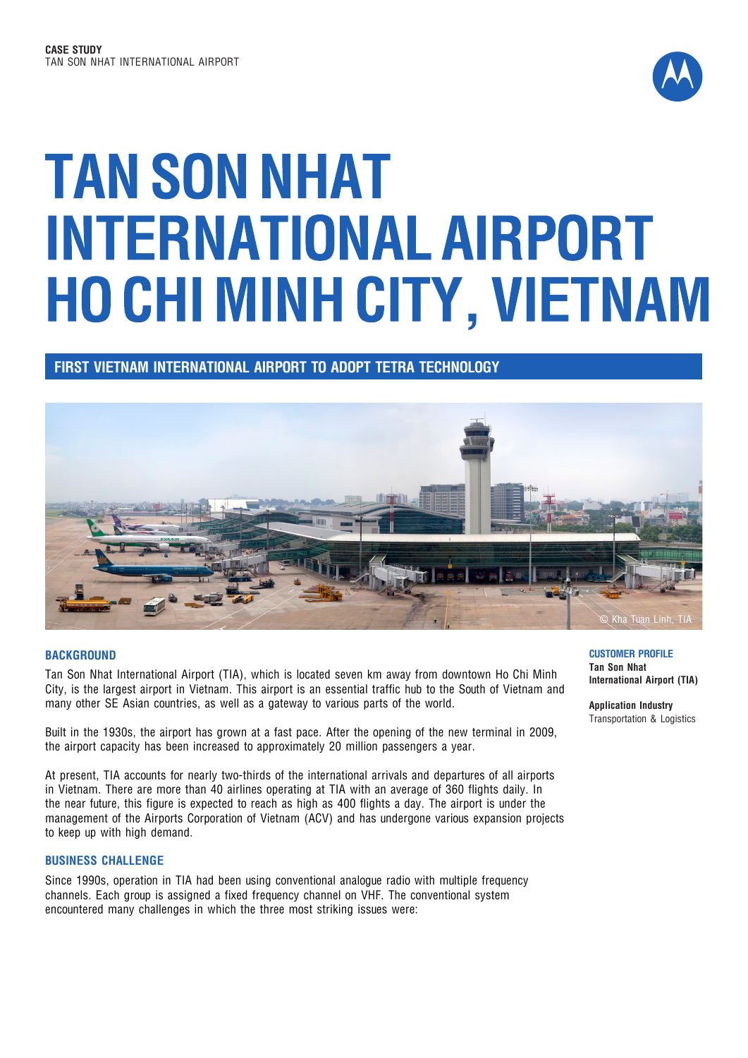CASE STUDY
TAN SON NHAT INTERNATIONAL AIRPORT

# TAN SON NHAT INTERNATIONAL AIRPORT HO CHI MINH CITY, VIETNAM

## FIRST VIETNAM INTERNATIONAL AIRPORT TO ADOPT TETRA TECHNOLOGY

© Kha Tuan Linh, TIA

**CUSTOMER PROFILE**

**Tan Son Nhat International Airport (TIA)**

**Application Industry**
Transportation & Logistics

### BACKGROUND

Tan Son Nhat International Airport (TIA), which is located seven km away from downtown Ho Chi Minh City, is the largest airport in Vietnam. This airport is an essential traffic hub to the South of Vietnam and many other SE Asian countries, as well as a gateway to various parts of the world.

Built in the 1930s, the airport has grown at a fast pace. After the opening of the new terminal in 2009, the airport capacity has been increased to approximately 20 million passengers a year.

At present, TIA accounts for nearly two-thirds of the international arrivals and departures of all airports in Vietnam. There are more than 40 airlines operating at TIA with an average of 360 flights daily. In the near future, this figure is expected to reach as high as 400 flights a day. The airport is under the management of the Airports Corporation of Vietnam (ACV) and has undergone various expansion projects to keep up with high demand.

### BUSINESS CHALLENGE

Since 1990s, operation in TIA had been using conventional analogue radio with multiple frequency channels. Each group is assigned a fixed frequency channel on VHF. The conventional system encountered many challenges in which the three most striking issues were: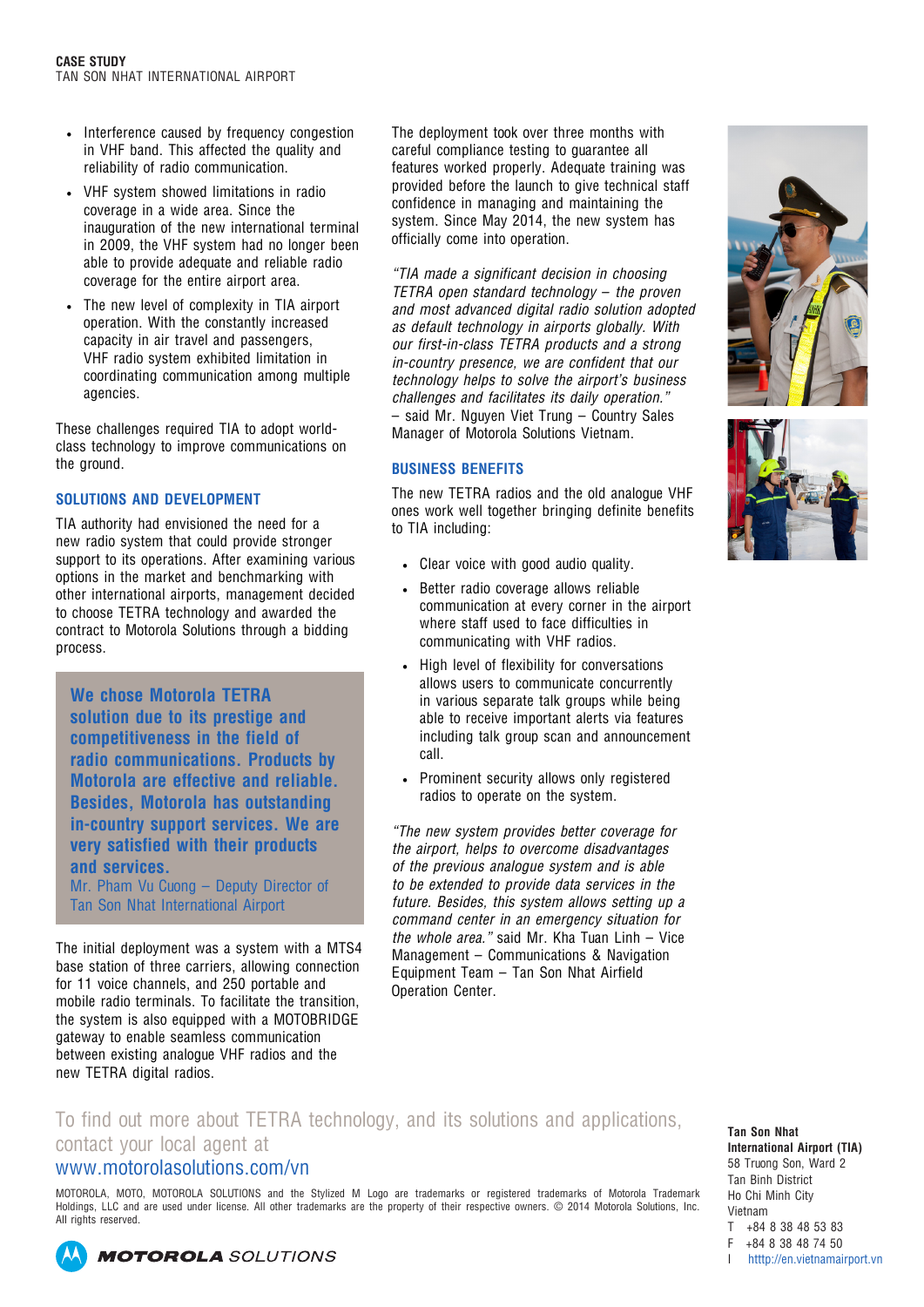- Interference caused by frequency congestion in VHF band. This affected the quality and reliability of radio communication.
- VHF system showed limitations in radio coverage in a wide area. Since the inauguration of the new international terminal in 2009, the VHF system had no longer been able to provide adequate and reliable radio coverage for the entire airport area.
- The new level of complexity in TIA airport operation. With the constantly increased capacity in air travel and passengers, VHF radio system exhibited limitation in coordinating communication among multiple agencies.

These challenges required TIA to adopt world-class technology to improve communications on the ground.

## SOLUTIONS AND DEVELOPMENT

TIA authority had envisioned the need for a new radio system that could provide stronger support to its operations. After examining various options in the market and benchmarking with other international airports, management decided to choose TETRA technology and awarded the contract to Motorola Solutions through a bidding process.

**We chose Motorola TETRA solution due to its prestige and competitiveness in the field of radio communications. Products by Motorola are effective and reliable. Besides, Motorola has outstanding in-country support services. We are very satisfied with their products and services.**
Mr. Pham Vu Cuong – Deputy Director of Tan Son Nhat International Airport

The initial deployment was a system with a MTS4 base station of three carriers, allowing connection for 11 voice channels, and 250 portable and mobile radio terminals. To facilitate the transition, the system is also equipped with a MOTOBRIDGE gateway to enable seamless communication between existing analogue VHF radios and the new TETRA digital radios.

The deployment took over three months with careful compliance testing to guarantee all features worked properly. Adequate training was provided before the launch to give technical staff confidence in managing and maintaining the system. Since May 2014, the new system has officially come into operation.

*"TIA made a significant decision in choosing TETRA open standard technology – the proven and most advanced digital radio solution adopted as default technology in airports globally. With our first-in-class TETRA products and a strong in-country presence, we are confident that our technology helps to solve the airport's business challenges and facilitates its daily operation."* – said Mr. Nguyen Viet Trung – Country Sales Manager of Motorola Solutions Vietnam.

## BUSINESS BENEFITS

The new TETRA radios and the old analogue VHF ones work well together bringing definite benefits to TIA including:

- Clear voice with good audio quality.
- Better radio coverage allows reliable communication at every corner in the airport where staff used to face difficulties in communicating with VHF radios.
- High level of flexibility for conversations allows users to communicate concurrently in various separate talk groups while being able to receive important alerts via features including talk group scan and announcement call.
- Prominent security allows only registered radios to operate on the system.

*"The new system provides better coverage for the airport, helps to overcome disadvantages of the previous analogue system and is able to be extended to provide data services in the future. Besides, this system allows setting up a command center in an emergency situation for the whole area."* said Mr. Kha Tuan Linh – Vice Management – Communications & Navigation Equipment Team – Tan Son Nhat Airfield Operation Center.

To find out more about TETRA technology, and its solutions and applications, contact your local agent at
www.motorolasolutions.com/vn

MOTOROLA, MOTO, MOTOROLA SOLUTIONS and the Stylized M Logo are trademarks or registered trademarks of Motorola Trademark Holdings, LLC and are used under license. All other trademarks are the property of their respective owners. © 2014 Motorola Solutions, Inc. All rights reserved.

MOTOROLA SOLUTIONS

**Tan Son Nhat International Airport (TIA)**
58 Truong Son, Ward 2
Tan Binh District
Ho Chi Minh City
Vietnam
T +84 8 38 48 53 83
F +84 8 38 48 74 50
I htttp://en.vietnamairport.vn